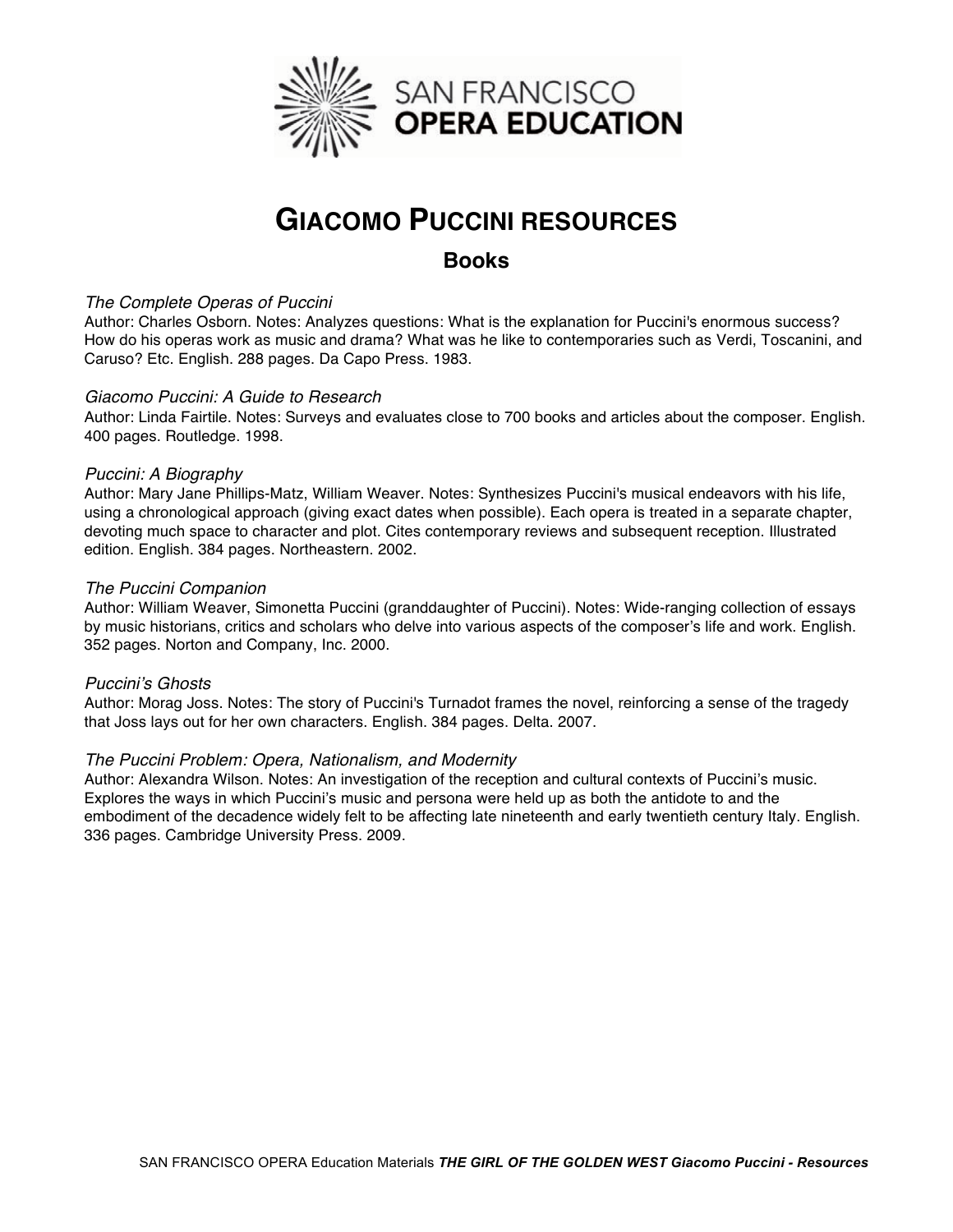SAN FRANCISCO OPERA EDUCATION

# GIACOMO PUCCINI RESOURCES

## Books

*The Complete Operas of Puccini*
Author: Charles Osborn. Notes: Analyzes questions: What is the explanation for Puccini's enormous success? How do his operas work as music and drama? What was he like to contemporaries such as Verdi, Toscanini, and Caruso? Etc. English. 288 pages. Da Capo Press. 1983.

*Giacomo Puccini: A Guide to Research*
Author: Linda Fairtile. Notes: Surveys and evaluates close to 700 books and articles about the composer. English. 400 pages. Routledge. 1998.

*Puccini: A Biography*
Author: Mary Jane Phillips-Matz, William Weaver. Notes: Synthesizes Puccini's musical endeavors with his life, using a chronological approach (giving exact dates when possible). Each opera is treated in a separate chapter, devoting much space to character and plot. Cites contemporary reviews and subsequent reception. Illustrated edition. English. 384 pages. Northeastern. 2002.

*The Puccini Companion*
Author: William Weaver, Simonetta Puccini (granddaughter of Puccini). Notes: Wide-ranging collection of essays by music historians, critics and scholars who delve into various aspects of the composer's life and work. English. 352 pages. Norton and Company, Inc. 2000.

*Puccini's Ghosts*
Author: Morag Joss. Notes: The story of Puccini's Turnadot frames the novel, reinforcing a sense of the tragedy that Joss lays out for her own characters. English. 384 pages. Delta. 2007.

*The Puccini Problem: Opera, Nationalism, and Modernity*
Author: Alexandra Wilson. Notes: An investigation of the reception and cultural contexts of Puccini's music. Explores the ways in which Puccini's music and persona were held up as both the antidote to and the embodiment of the decadence widely felt to be affecting late nineteenth and early twentieth century Italy. English. 336 pages. Cambridge University Press. 2009.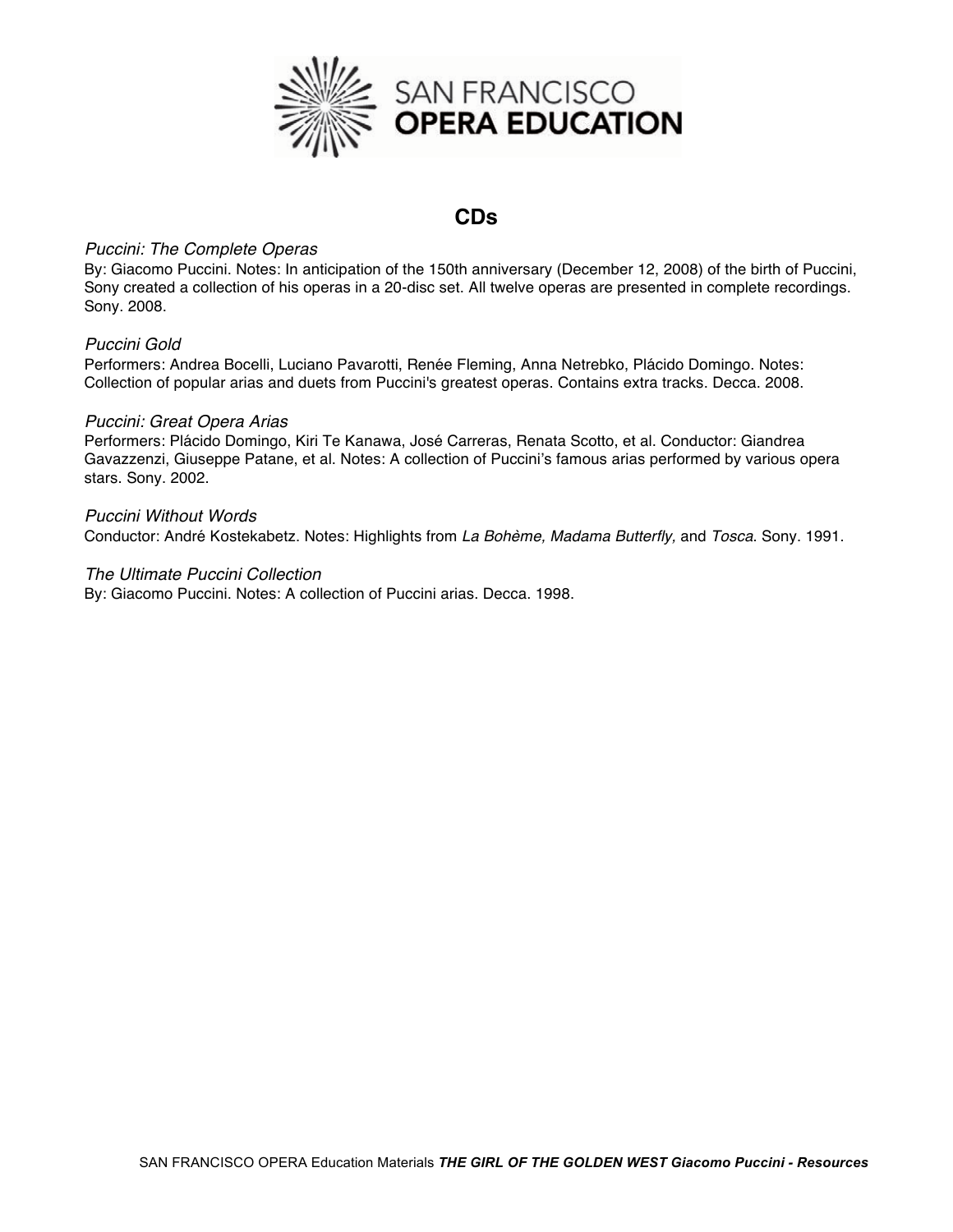SAN FRANCISCO
**OPERA EDUCATION**

## CDs

*Puccini: The Complete Operas*
By: Giacomo Puccini. Notes: In anticipation of the 150th anniversary (December 12, 2008) of the birth of Puccini, Sony created a collection of his operas in a 20-disc set. All twelve operas are presented in complete recordings. Sony. 2008.

*Puccini Gold*
Performers: Andrea Bocelli, Luciano Pavarotti, Renée Fleming, Anna Netrebko, Plácido Domingo. Notes: Collection of popular arias and duets from Puccini's greatest operas. Contains extra tracks. Decca. 2008.

*Puccini: Great Opera Arias*
Performers: Plácido Domingo, Kiri Te Kanawa, José Carreras, Renata Scotto, et al. Conductor: Giandrea Gavazzenzi, Giuseppe Patane, et al. Notes: A collection of Puccini's famous arias performed by various opera stars. Sony. 2002.

*Puccini Without Words*
Conductor: André Kostekabetz. Notes: Highlights from *La Bohème, Madama Butterfly,* and *Tosca*. Sony. 1991.

*The Ultimate Puccini Collection*
By: Giacomo Puccini. Notes: A collection of Puccini arias. Decca. 1998.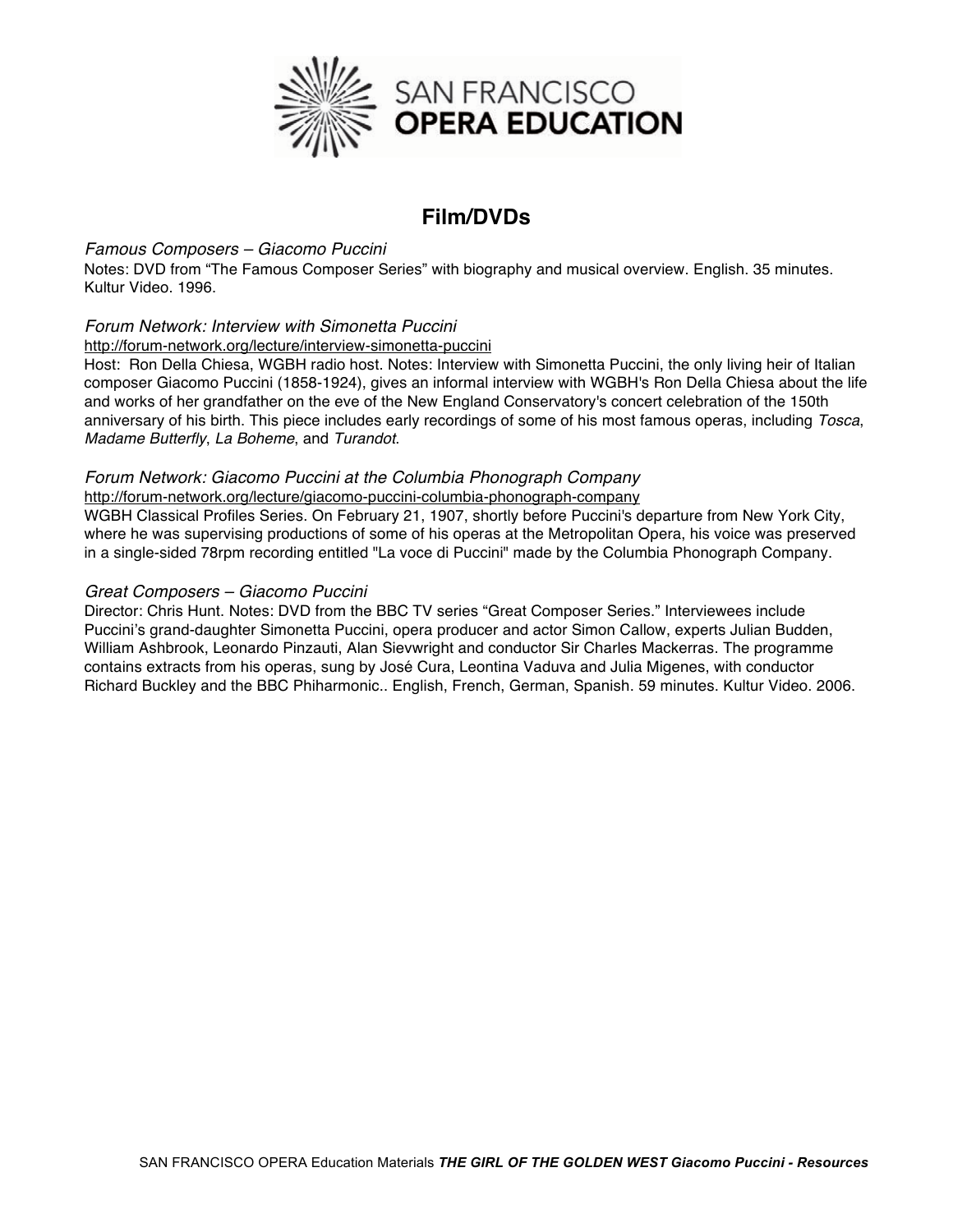# SAN FRANCISCO OPERA EDUCATION

## Film/DVDs

*Famous Composers – Giacomo Puccini*
Notes: DVD from "The Famous Composer Series" with biography and musical overview. English. 35 minutes. Kultur Video. 1996.

*Forum Network: Interview with Simonetta Puccini*
http://forum-network.org/lecture/interview-simonetta-puccini
Host: Ron Della Chiesa, WGBH radio host. Notes: Interview with Simonetta Puccini, the only living heir of Italian composer Giacomo Puccini (1858-1924), gives an informal interview with WGBH's Ron Della Chiesa about the life and works of her grandfather on the eve of the New England Conservatory's concert celebration of the 150th anniversary of his birth. This piece includes early recordings of some of his most famous operas, including *Tosca*, *Madame Butterfly*, *La Boheme*, and *Turandot*.

*Forum Network: Giacomo Puccini at the Columbia Phonograph Company*
http://forum-network.org/lecture/giacomo-puccini-columbia-phonograph-company
WGBH Classical Profiles Series. On February 21, 1907, shortly before Puccini's departure from New York City, where he was supervising productions of some of his operas at the Metropolitan Opera, his voice was preserved in a single-sided 78rpm recording entitled "La voce di Puccini" made by the Columbia Phonograph Company.

*Great Composers – Giacomo Puccini*
Director: Chris Hunt. Notes: DVD from the BBC TV series "Great Composer Series." Interviewees include Puccini's grand-daughter Simonetta Puccini, opera producer and actor Simon Callow, experts Julian Budden, William Ashbrook, Leonardo Pinzauti, Alan Sievwright and conductor Sir Charles Mackerras. The programme contains extracts from his operas, sung by José Cura, Leontina Vaduva and Julia Migenes, with conductor Richard Buckley and the BBC Phiharmonic.. English, French, German, Spanish. 59 minutes. Kultur Video. 2006.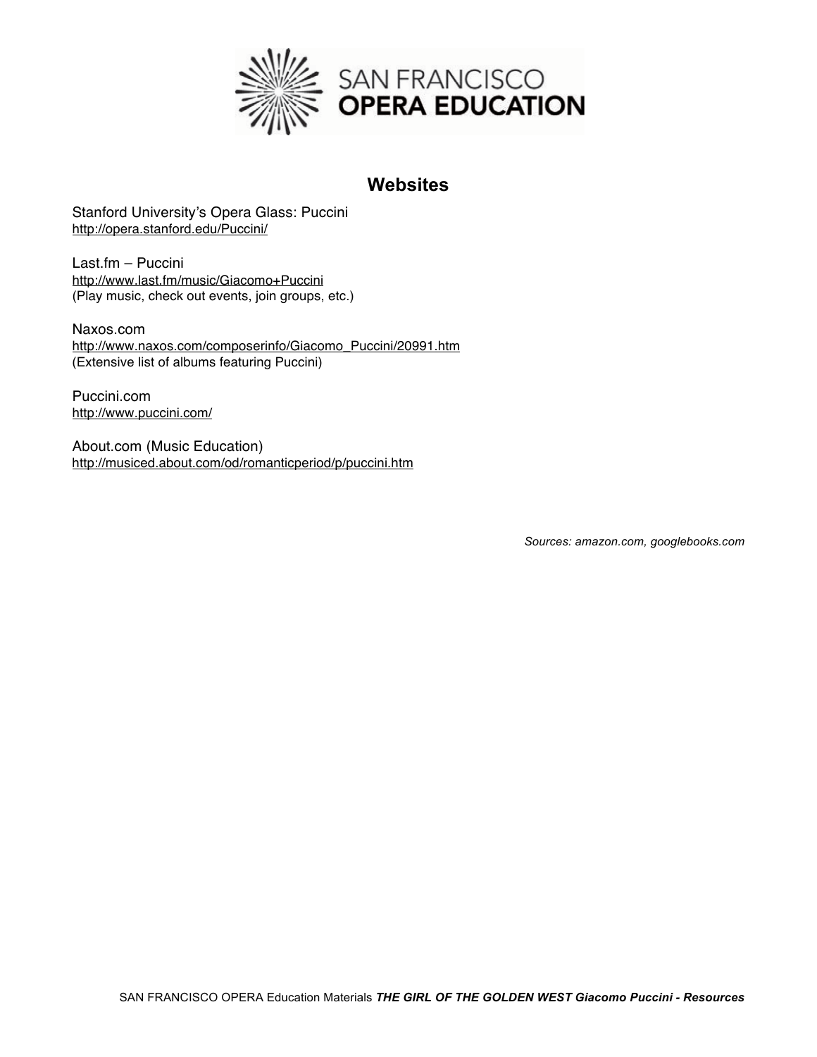## Websites

Stanford University's Opera Glass: Puccini
http://opera.stanford.edu/Puccini/

Last.fm – Puccini
http://www.last.fm/music/Giacomo+Puccini
(Play music, check out events, join groups, etc.)

Naxos.com
http://www.naxos.com/composerinfo/Giacomo_Puccini/20991.htm
(Extensive list of albums featuring Puccini)

Puccini.com
http://www.puccini.com/

About.com (Music Education)
http://musiced.about.com/od/romanticperiod/p/puccini.htm

*Sources: amazon.com, googlebooks.com*